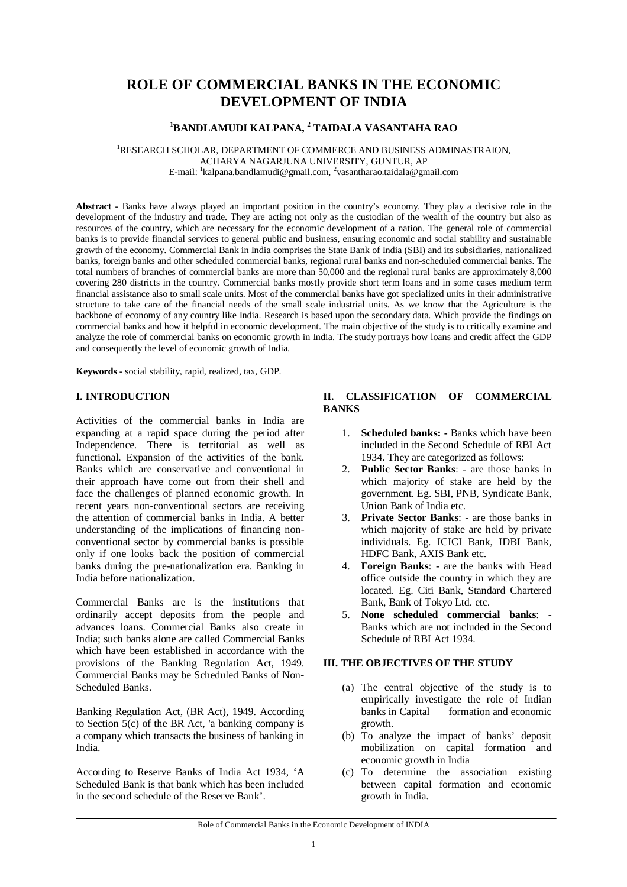# ROLE OF COMMERCIAL BANKS IN THE ECONOMIC DEVELOPMENT OF INDIA

**[1]BANDLAMUDI KALPANA, [2] TAIDALA VASANTAHA RAO**

[1]RESEARCH SCHOLAR, DEPARTMENT OF COMMERCE AND BUSINESS ADMINASTRAION, ACHARYA NAGARJUNA UNIVERSITY, GUNTUR, AP
E-mail: [1]kalpana.bandlamudi@gmail.com, [2]vasantharao.taidala@gmail.com

---

**Abstract -** Banks have always played an important position in the country's economy. They play a decisive role in the development of the industry and trade. They are acting not only as the custodian of the wealth of the country but also as resources of the country, which are necessary for the economic development of a nation. The general role of commercial banks is to provide financial services to general public and business, ensuring economic and social stability and sustainable growth of the economy. Commercial Bank in India comprises the State Bank of India (SBI) and its subsidiaries, nationalized banks, foreign banks and other scheduled commercial banks, regional rural banks and non-scheduled commercial banks. The total numbers of branches of commercial banks are more than 50,000 and the regional rural banks are approximately 8,000 covering 280 districts in the country. Commercial banks mostly provide short term loans and in some cases medium term financial assistance also to small scale units. Most of the commercial banks have got specialized units in their administrative structure to take care of the financial needs of the small scale industrial units. As we know that the Agriculture is the backbone of economy of any country like India. Research is based upon the secondary data. Which provide the findings on commercial banks and how it helpful in economic development. The main objective of the study is to critically examine and analyze the role of commercial banks on economic growth in India. The study portrays how loans and credit affect the GDP and consequently the level of economic growth of India.

**Keywords -** social stability, rapid, realized, tax, GDP.

---

## I. INTRODUCTION

Activities of the commercial banks in India are expanding at a rapid space during the period after Independence. There is territorial as well as functional. Expansion of the activities of the bank. Banks which are conservative and conventional in their approach have come out from their shell and face the challenges of planned economic growth. In recent years non-conventional sectors are receiving the attention of commercial banks in India. A better understanding of the implications of financing non-conventional sector by commercial banks is possible only if one looks back the position of commercial banks during the pre-nationalization era. Banking in India before nationalization.

Commercial Banks are is the institutions that ordinarily accept deposits from the people and advances loans. Commercial Banks also create in India; such banks alone are called Commercial Banks which have been established in accordance with the provisions of the Banking Regulation Act, 1949. Commercial Banks may be Scheduled Banks of Non-Scheduled Banks.

Banking Regulation Act, (BR Act), 1949. According to Section 5(c) of the BR Act, 'a banking company is a company which transacts the business of banking in India.

According to Reserve Banks of India Act 1934, 'A Scheduled Bank is that bank which has been included in the second schedule of the Reserve Bank'.

## II. CLASSIFICATION OF COMMERCIAL BANKS

1. **Scheduled banks: -** Banks which have been included in the Second Schedule of RBI Act 1934. They are categorized as follows:
2. **Public Sector Banks**: - are those banks in which majority of stake are held by the government. Eg. SBI, PNB, Syndicate Bank, Union Bank of India etc.
3. **Private Sector Banks**: - are those banks in which majority of stake are held by private individuals. Eg. ICICI Bank, IDBI Bank, HDFC Bank, AXIS Bank etc.
4. **Foreign Banks**: - are the banks with Head office outside the country in which they are located. Eg. Citi Bank, Standard Chartered Bank, Bank of Tokyo Ltd. etc.
5. **None scheduled commercial banks**: - Banks which are not included in the Second Schedule of RBI Act 1934.

## III. THE OBJECTIVES OF THE STUDY

(a) The central objective of the study is to empirically investigate the role of Indian banks in Capital formation and economic growth.

(b) To analyze the impact of banks' deposit mobilization on capital formation and economic growth in India

(c) To determine the association existing between capital formation and economic growth in India.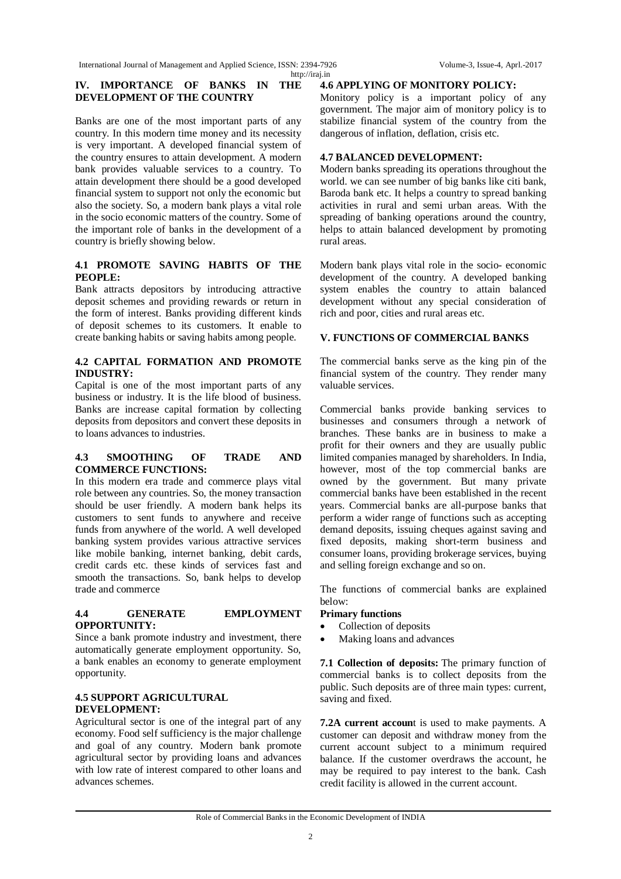## IV. IMPORTANCE OF BANKS IN THE DEVELOPMENT OF THE COUNTRY

Banks are one of the most important parts of any country. In this modern time money and its necessity is very important. A developed financial system of the country ensures to attain development. A modern bank provides valuable services to a country. To attain development there should be a good developed financial system to support not only the economic but also the society. So, a modern bank plays a vital role in the socio economic matters of the country. Some of the important role of banks in the development of a country is briefly showing below.

### 4.1 PROMOTE SAVING HABITS OF THE PEOPLE:

Bank attracts depositors by introducing attractive deposit schemes and providing rewards or return in the form of interest. Banks providing different kinds of deposit schemes to its customers. It enable to create banking habits or saving habits among people.

### 4.2 CAPITAL FORMATION AND PROMOTE INDUSTRY:

Capital is one of the most important parts of any business or industry. It is the life blood of business. Banks are increase capital formation by collecting deposits from depositors and convert these deposits in to loans advances to industries.

### 4.3 SMOOTHING OF TRADE AND COMMERCE FUNCTIONS:

In this modern era trade and commerce plays vital role between any countries. So, the money transaction should be user friendly. A modern bank helps its customers to sent funds to anywhere and receive funds from anywhere of the world. A well developed banking system provides various attractive services like mobile banking, internet banking, debit cards, credit cards etc. these kinds of services fast and smooth the transactions. So, bank helps to develop trade and commerce

### 4.4 GENERATE EMPLOYMENT OPPORTUNITY:

Since a bank promote industry and investment, there automatically generate employment opportunity. So, a bank enables an economy to generate employment opportunity.

### 4.5 SUPPORT AGRICULTURAL DEVELOPMENT:

Agricultural sector is one of the integral part of any economy. Food self sufficiency is the major challenge and goal of any country. Modern bank promote agricultural sector by providing loans and advances with low rate of interest compared to other loans and advances schemes.

### 4.6 APPLYING OF MONITORY POLICY:

Monitory policy is a important policy of any government. The major aim of monitory policy is to stabilize financial system of the country from the dangerous of inflation, deflation, crisis etc.

### 4.7 BALANCED DEVELOPMENT:

Modern banks spreading its operations throughout the world. we can see number of big banks like citi bank, Baroda bank etc. It helps a country to spread banking activities in rural and semi urban areas. With the spreading of banking operations around the country, helps to attain balanced development by promoting rural areas.

Modern bank plays vital role in the socio- economic development of the country. A developed banking system enables the country to attain balanced development without any special consideration of rich and poor, cities and rural areas etc.

## V. FUNCTIONS OF COMMERCIAL BANKS

The commercial banks serve as the king pin of the financial system of the country. They render many valuable services.

Commercial banks provide banking services to businesses and consumers through a network of branches. These banks are in business to make a profit for their owners and they are usually public limited companies managed by shareholders. In India, however, most of the top commercial banks are owned by the government. But many private commercial banks have been established in the recent years. Commercial banks are all-purpose banks that perform a wider range of functions such as accepting demand deposits, issuing cheques against saving and fixed deposits, making short-term business and consumer loans, providing brokerage services, buying and selling foreign exchange and so on.

The functions of commercial banks are explained below:

**Primary functions**

- Collection of deposits
- Making loans and advances

**7.1 Collection of deposits:** The primary function of commercial banks is to collect deposits from the public. Such deposits are of three main types: current, saving and fixed.

**7.2A current accoun**t is used to make payments. A customer can deposit and withdraw money from the current account subject to a minimum required balance. If the customer overdraws the account, he may be required to pay interest to the bank. Cash credit facility is allowed in the current account.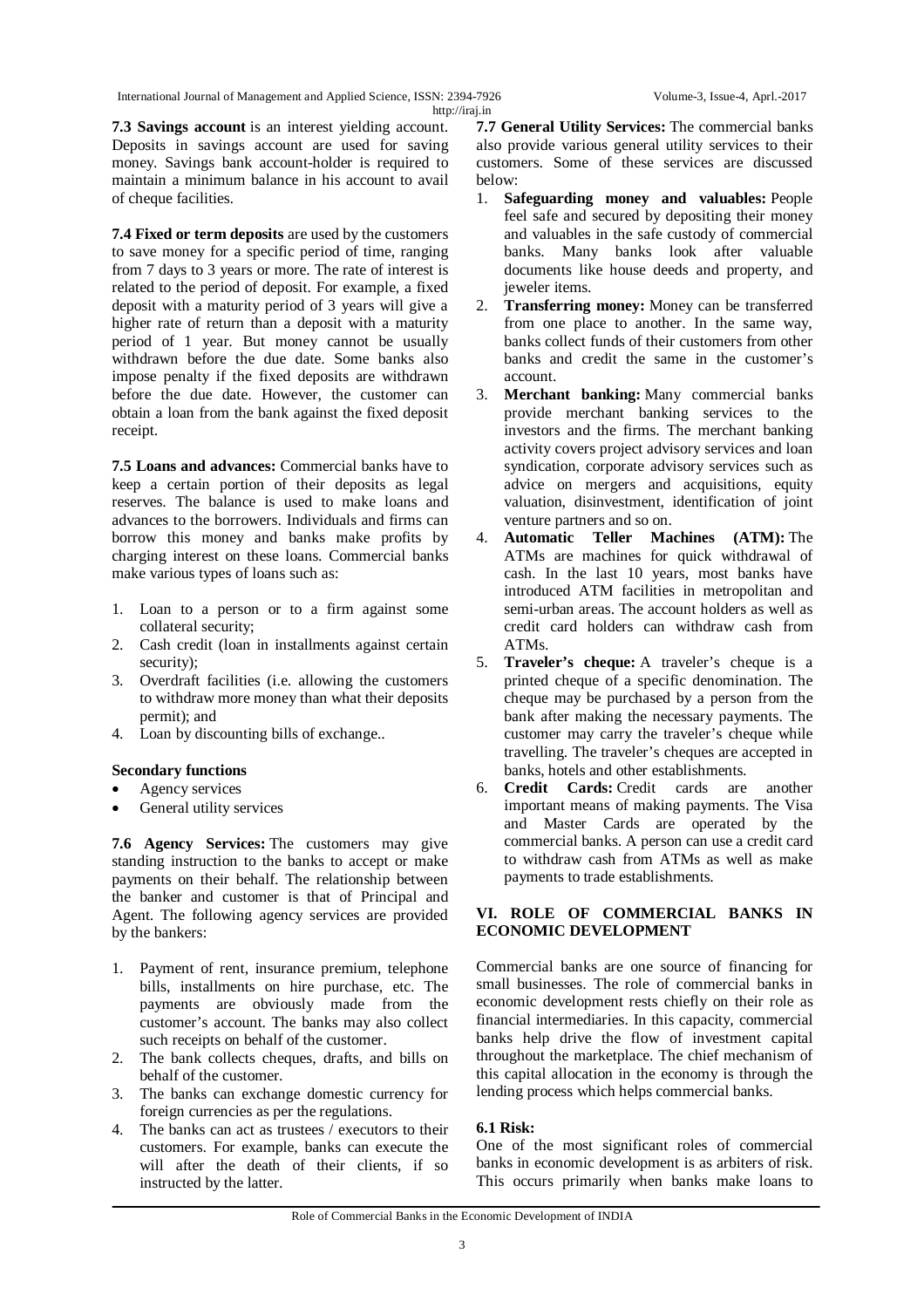**7.3 Savings account** is an interest yielding account. Deposits in savings account are used for saving money. Savings bank account-holder is required to maintain a minimum balance in his account to avail of cheque facilities.

**7.4 Fixed or term deposits** are used by the customers to save money for a specific period of time, ranging from 7 days to 3 years or more. The rate of interest is related to the period of deposit. For example, a fixed deposit with a maturity period of 3 years will give a higher rate of return than a deposit with a maturity period of 1 year. But money cannot be usually withdrawn before the due date. Some banks also impose penalty if the fixed deposits are withdrawn before the due date. However, the customer can obtain a loan from the bank against the fixed deposit receipt.

**7.5 Loans and advances:** Commercial banks have to keep a certain portion of their deposits as legal reserves. The balance is used to make loans and advances to the borrowers. Individuals and firms can borrow this money and banks make profits by charging interest on these loans. Commercial banks make various types of loans such as:

1. Loan to a person or to a firm against some collateral security;
2. Cash credit (loan in installments against certain security);
3. Overdraft facilities (i.e. allowing the customers to withdraw more money than what their deposits permit); and
4. Loan by discounting bills of exchange..

**Secondary functions**

- Agency services
- General utility services

**7.6 Agency Services:** The customers may give standing instruction to the banks to accept or make payments on their behalf. The relationship between the banker and customer is that of Principal and Agent. The following agency services are provided by the bankers:

1. Payment of rent, insurance premium, telephone bills, installments on hire purchase, etc. The payments are obviously made from the customer's account. The banks may also collect such receipts on behalf of the customer.
2. The bank collects cheques, drafts, and bills on behalf of the customer.
3. The banks can exchange domestic currency for foreign currencies as per the regulations.
4. The banks can act as trustees / executors to their customers. For example, banks can execute the will after the death of their clients, if so instructed by the latter.

**7.7 General Utility Services:** The commercial banks also provide various general utility services to their customers. Some of these services are discussed below:

1. **Safeguarding money and valuables:** People feel safe and secured by depositing their money and valuables in the safe custody of commercial banks. Many banks look after valuable documents like house deeds and property, and jeweler items.
2. **Transferring money:** Money can be transferred from one place to another. In the same way, banks collect funds of their customers from other banks and credit the same in the customer's account.
3. **Merchant banking:** Many commercial banks provide merchant banking services to the investors and the firms. The merchant banking activity covers project advisory services and loan syndication, corporate advisory services such as advice on mergers and acquisitions, equity valuation, disinvestment, identification of joint venture partners and so on.
4. **Automatic Teller Machines (ATM):** The ATMs are machines for quick withdrawal of cash. In the last 10 years, most banks have introduced ATM facilities in metropolitan and semi-urban areas. The account holders as well as credit card holders can withdraw cash from ATMs.
5. **Traveler's cheque:** A traveler's cheque is a printed cheque of a specific denomination. The cheque may be purchased by a person from the bank after making the necessary payments. The customer may carry the traveler's cheque while travelling. The traveler's cheques are accepted in banks, hotels and other establishments.
6. **Credit Cards:** Credit cards are another important means of making payments. The Visa and Master Cards are operated by the commercial banks. A person can use a credit card to withdraw cash from ATMs as well as make payments to trade establishments.

## VI. ROLE OF COMMERCIAL BANKS IN ECONOMIC DEVELOPMENT

Commercial banks are one source of financing for small businesses. The role of commercial banks in economic development rests chiefly on their role as financial intermediaries. In this capacity, commercial banks help drive the flow of investment capital throughout the marketplace. The chief mechanism of this capital allocation in the economy is through the lending process which helps commercial banks.

### 6.1 Risk:

One of the most significant roles of commercial banks in economic development is as arbiters of risk. This occurs primarily when banks make loans to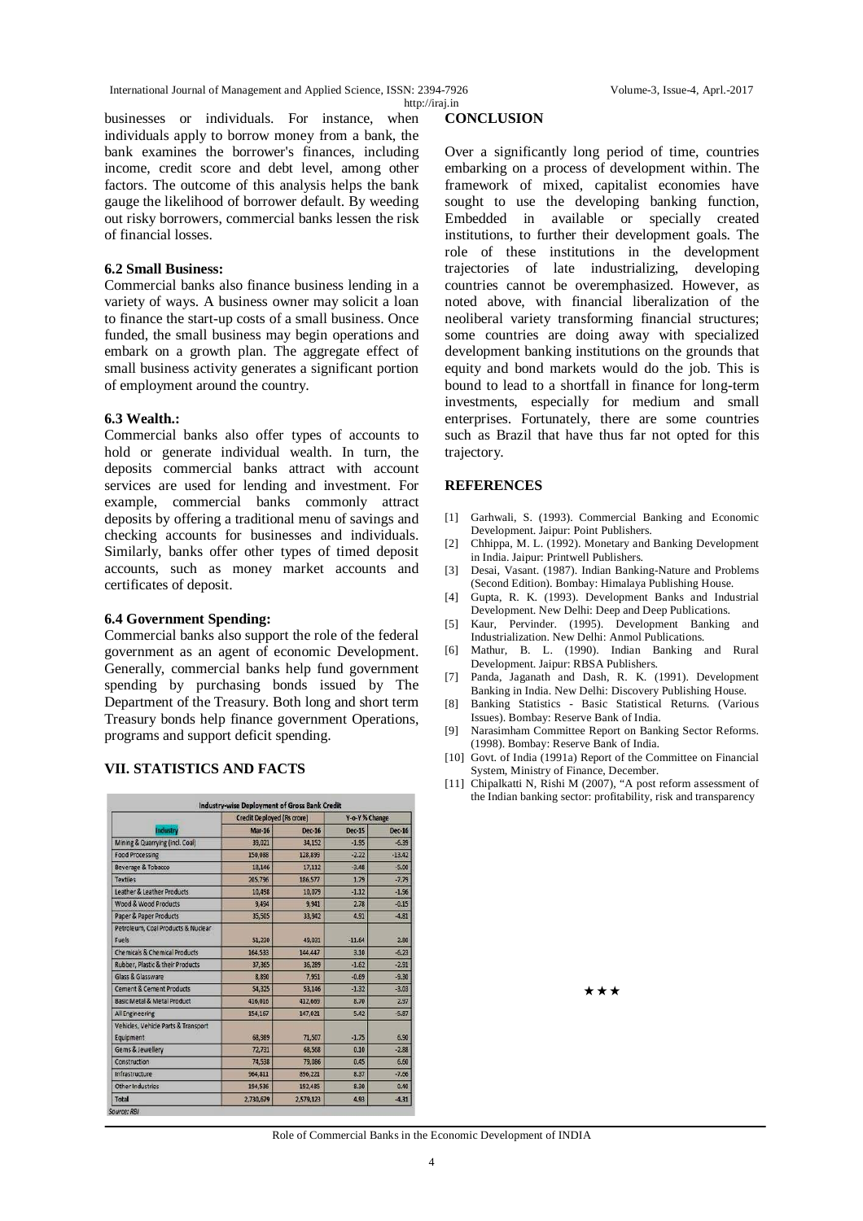businesses or individuals. For instance, when individuals apply to borrow money from a bank, the bank examines the borrower's finances, including income, credit score and debt level, among other factors. The outcome of this analysis helps the bank gauge the likelihood of borrower default. By weeding out risky borrowers, commercial banks lessen the risk of financial losses.

### 6.2 Small Business:

Commercial banks also finance business lending in a variety of ways. A business owner may solicit a loan to finance the start-up costs of a small business. Once funded, the small business may begin operations and embark on a growth plan. The aggregate effect of small business activity generates a significant portion of employment around the country.

### 6.3 Wealth.:

Commercial banks also offer types of accounts to hold or generate individual wealth. In turn, the deposits commercial banks attract with account services are used for lending and investment. For example, commercial banks commonly attract deposits by offering a traditional menu of savings and checking accounts for businesses and individuals. Similarly, banks offer other types of timed deposit accounts, such as money market accounts and certificates of deposit.

### 6.4 Government Spending:

Commercial banks also support the role of the federal government as an agent of economic Development. Generally, commercial banks help fund government spending by purchasing bonds issued by The Department of the Treasury. Both long and short term Treasury bonds help finance government Operations, programs and support deficit spending.

## VII. STATISTICS AND FACTS

**Industry-wise Deployment of Gross Bank Credit**

| Industry | Credit Deployed (Rs crore) | | Y-o-Y % Change | |
|---|---|---|---|---|
| | Mar-16 | Dec-16 | Dec-15 | Dec-16 |
| Mining & Quarrying (incl. Coal) | 39,021 | 34,152 | -1.95 | -6.39 |
| Food Processing | 150,088 | 128,899 | -2.22 | -13.42 |
| Beverage & Tobacco | 18,146 | 17,112 | -3.48 | -5.00 |
| Textiles | 205,796 | 186,577 | 1.79 | -7.79 |
| Leather & Leather Products | 10,498 | 10,079 | -1.12 | -1.56 |
| Wood & Wood Products | 9,494 | 9,941 | 2.78 | -0.15 |
| Paper & Paper Products | 35,505 | 33,942 | 4.91 | -4.81 |
| Petroleum, Coal Products & Nuclear Fuels | 51,220 | 49,021 | -11.64 | 2.80 |
| Chemicals & Chemical Products | 164,533 | 144,447 | 3.10 | -6.23 |
| Rubber, Plastic & their Products | 37,365 | 36,289 | -1.62 | -2.91 |
| Glass & Glassware | 8,890 | 7,951 | -0.69 | -9.30 |
| Cement & Cement Products | 54,325 | 53,146 | -1.32 | -3.03 |
| Basic Metal & Metal Product | 416,016 | 412,609 | 8.70 | 2.97 |
| All Engineering | 154,167 | 147,021 | 5.42 | -5.87 |
| Vehicles, Vehicle Parts & Transport Equipment | 68,989 | 71,507 | -1.75 | 6.90 |
| Gems & Jewellery | 72,731 | 68,568 | 0.10 | -2.88 |
| Construction | 74,538 | 79,086 | 0.45 | 6.60 |
| Infrastructure | 964,811 | 896,221 | 8.37 | -7.66 |
| Other Industries | 194,536 | 192,485 | 8.30 | 0.40 |
| Total | 2,730,679 | 2,579,123 | 4.93 | -4.31 |

Source: RBI

## CONCLUSION

Over a significantly long period of time, countries embarking on a process of development within. The framework of mixed, capitalist economies have sought to use the developing banking function, Embedded in available or specially created institutions, to further their development goals. The role of these institutions in the development trajectories of late industrializing, developing countries cannot be overemphasized. However, as noted above, with financial liberalization of the neoliberal variety transforming financial structures; some countries are doing away with specialized development banking institutions on the grounds that equity and bond markets would do the job. This is bound to lead to a shortfall in finance for long-term investments, especially for medium and small enterprises. Fortunately, there are some countries such as Brazil that have thus far not opted for this trajectory.

## REFERENCES

[1] Garhwali, S. (1993). Commercial Banking and Economic Development. Jaipur: Point Publishers.

[2] Chhippa, M. L. (1992). Monetary and Banking Development in India. Jaipur: Printwell Publishers.

[3] Desai, Vasant. (1987). Indian Banking-Nature and Problems (Second Edition). Bombay: Himalaya Publishing House.

[4] Gupta, R. K. (1993). Development Banks and Industrial Development. New Delhi: Deep and Deep Publications.

[5] Kaur, Pervinder. (1995). Development Banking and Industrialization. New Delhi: Anmol Publications.

[6] Mathur, B. L. (1990). Indian Banking and Rural Development. Jaipur: RBSA Publishers.

[7] Panda, Jaganath and Dash, R. K. (1991). Development Banking in India. New Delhi: Discovery Publishing House.

[8] Banking Statistics - Basic Statistical Returns. (Various Issues). Bombay: Reserve Bank of India.

[9] Narasimham Committee Report on Banking Sector Reforms. (1998). Bombay: Reserve Bank of India.

[10] Govt. of India (1991a) Report of the Committee on Financial System, Ministry of Finance, December.

[11] Chipalkatti N, Rishi M (2007), "A post reform assessment of the Indian banking sector: profitability, risk and transparency

★★★